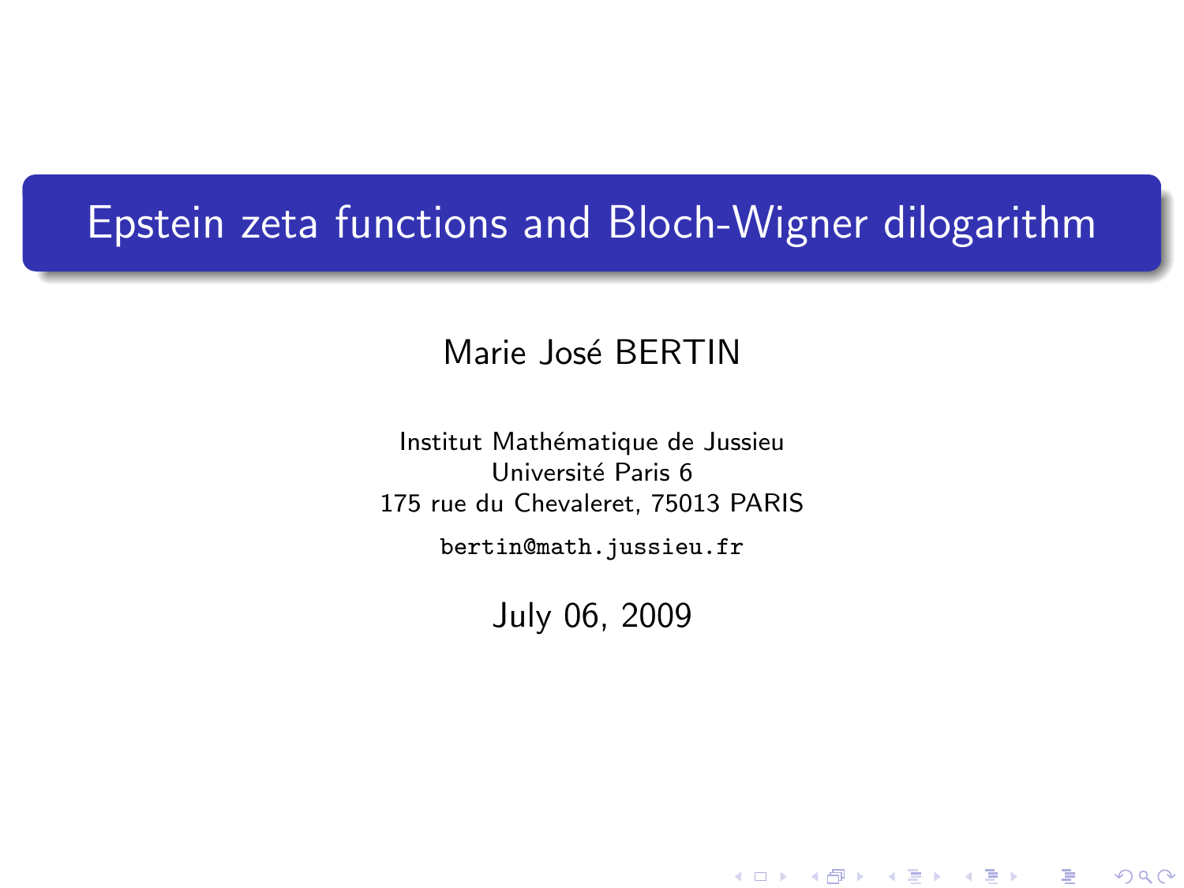# Epstein zeta functions and Bloch-Wigner dilogarithm

Marie José BERTIN

Institut Mathématique de Jussieu
Université Paris 6
175 rue du Chevaleret, 75013 PARIS

bertin@math.jussieu.fr

July 06, 2009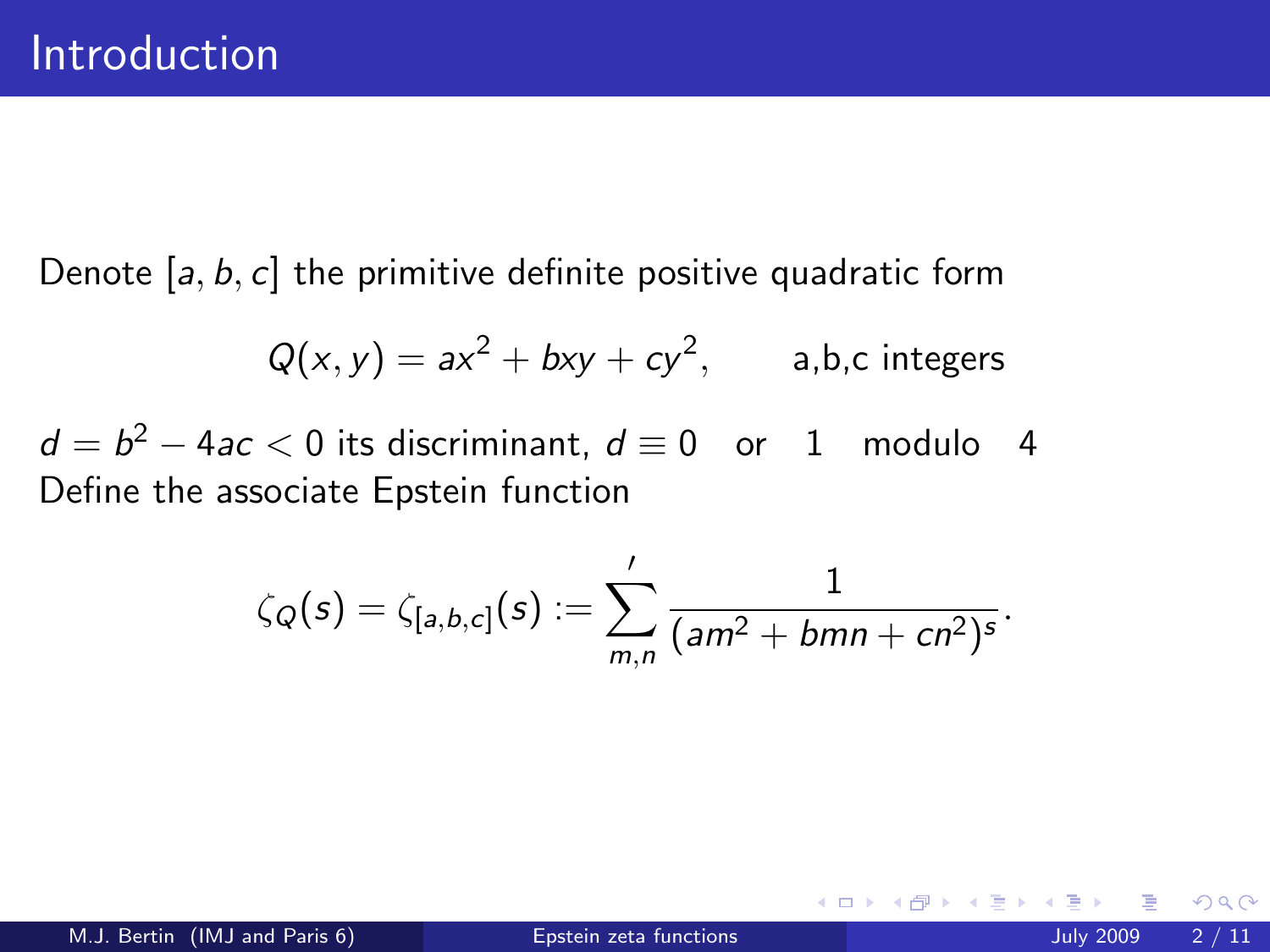# Introduction

Denote $[a, b, c]$ the primitive definite positive quadratic form

$$Q(x, y) = ax^2 + bxy + cy^2, \qquad \text{a,b,c integers}$$

$d = b^2 - 4ac < 0$ its discriminant, $d \equiv 0 \quad \text{or} \quad 1 \quad \text{modulo} \quad 4$

Define the associate Epstein function

$$\zeta_Q(s) = \zeta_{[a,b,c]}(s) := \sum_{m,n}{}' \frac{1}{(am^2 + bmn + cn^2)^s}.$$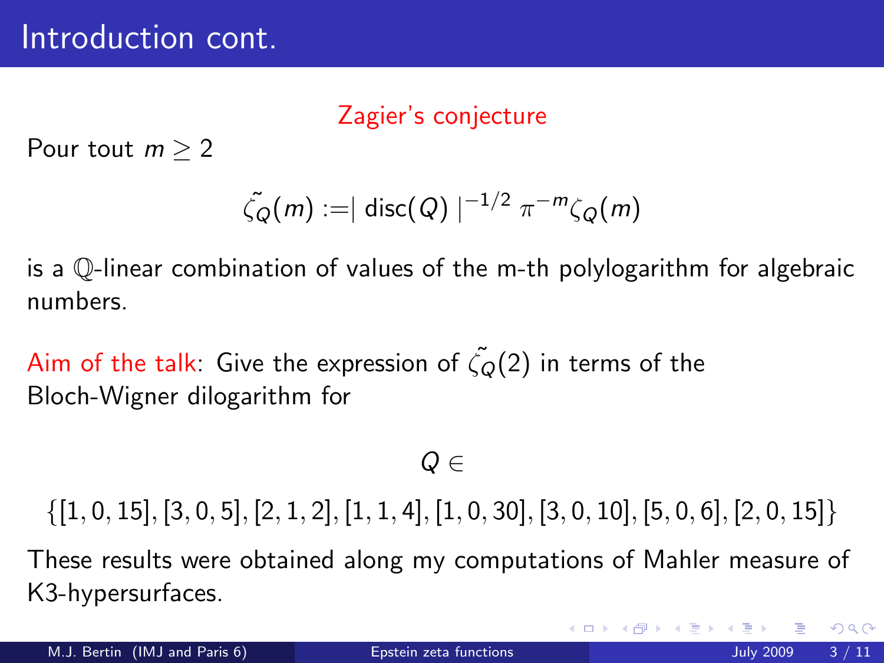# Introduction cont.

Zagier's conjecture

Pour tout $m \geq 2$

$$\tilde{\zeta_Q}(m) := \mid \operatorname{disc}(Q) \mid^{-1/2} \pi^{-m} \zeta_Q(m)$$

is a $\mathbb{Q}$-linear combination of values of the m-th polylogarithm for algebraic numbers.

Aim of the talk: Give the expression of $\tilde{\zeta_Q}(2)$ in terms of the Bloch-Wigner dilogarithm for

$$Q \in$$

$$\{[1,0,15],[3,0,5],[2,1,2],[1,1,4],[1,0,30],[3,0,10],[5,0,6],[2,0,15]\}$$

These results were obtained along my computations of Mahler measure of K3-hypersurfaces.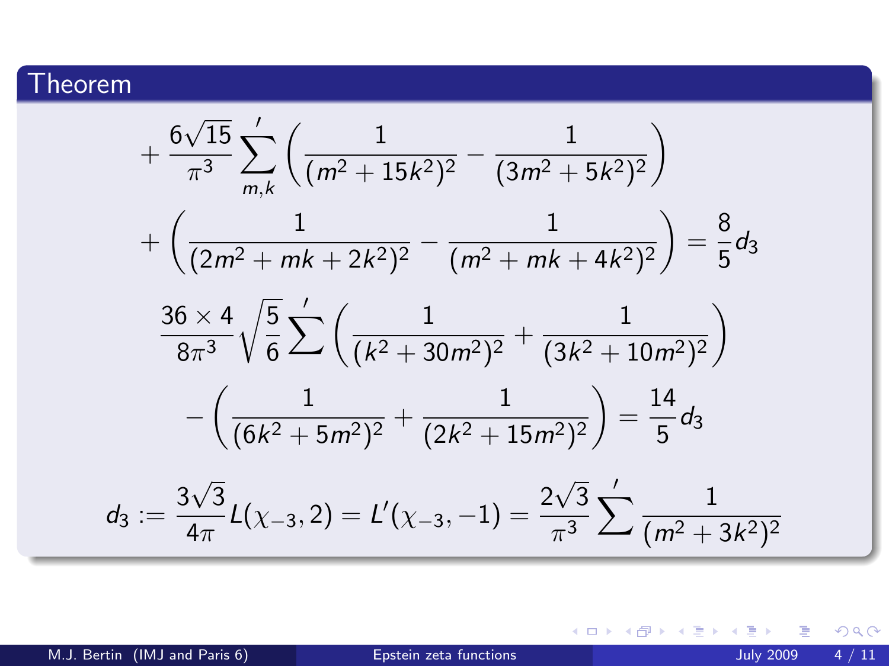## Theorem

$$
+\frac{6\sqrt{15}}{\pi^3}\sum_{m,k}{}' \left(\frac{1}{(m^2+15k^2)^2}-\frac{1}{(3m^2+5k^2)^2}\right)
$$

$$
+\left(\frac{1}{(2m^2+mk+2k^2)^2}-\frac{1}{(m^2+mk+4k^2)^2}\right)=\frac{8}{5}d_3
$$

$$
\frac{36\times 4}{8\pi^3}\sqrt{\frac{5}{6}}\sum{}' \left(\frac{1}{(k^2+30m^2)^2}+\frac{1}{(3k^2+10m^2)^2}\right)
$$

$$
-\left(\frac{1}{(6k^2+5m^2)^2}+\frac{1}{(2k^2+15m^2)^2}\right)=\frac{14}{5}d_3
$$

$$
d_3 := \frac{3\sqrt{3}}{4\pi}L(\chi_{-3},2)=L'(\chi_{-3},-1)=\frac{2\sqrt{3}}{\pi^3}\sum{}' \frac{1}{(m^2+3k^2)^2}
$$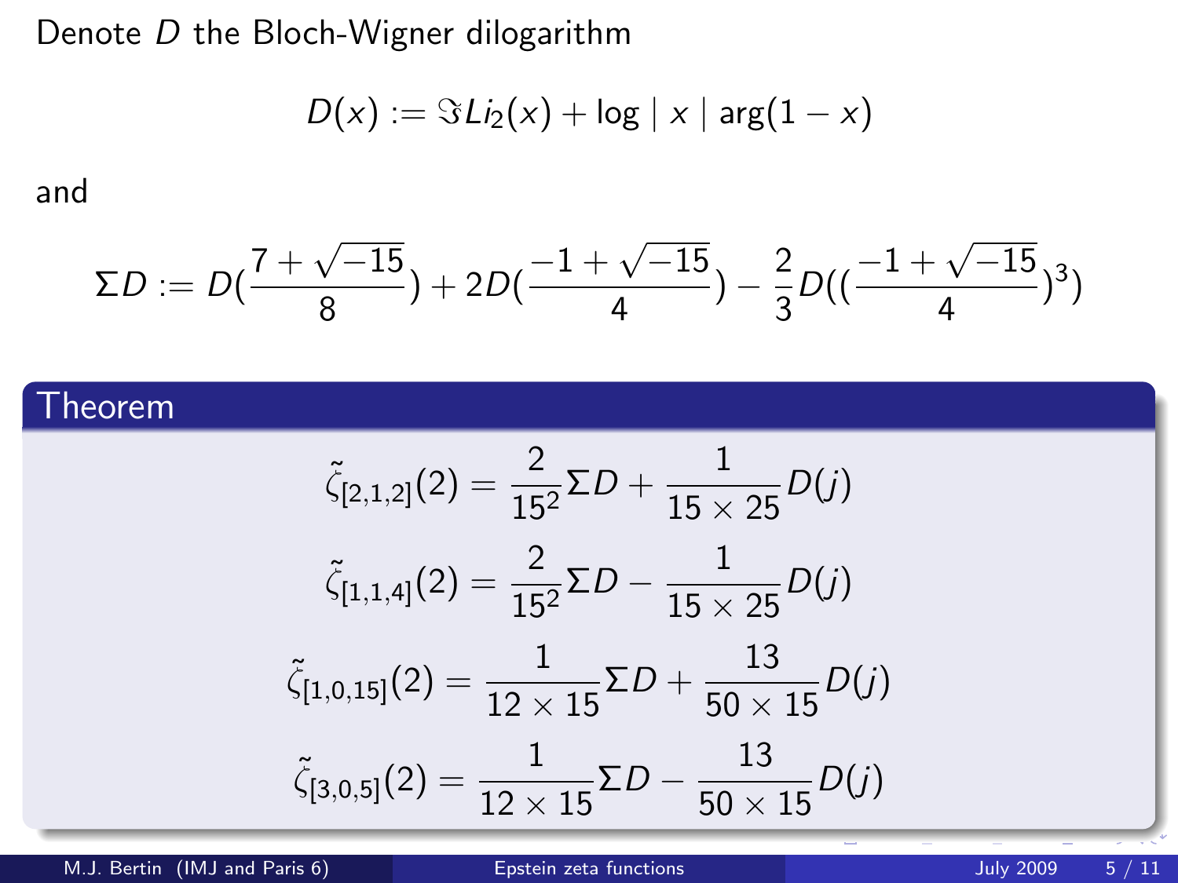Denote $D$ the Bloch-Wigner dilogarithm

$$D(x) := \Im Li_2(x) + \log \mid x \mid \arg(1-x)$$

and

$$\Sigma D := D\left(\frac{7+\sqrt{-15}}{8}\right) + 2D\left(\frac{-1+\sqrt{-15}}{4}\right) - \frac{2}{3}D\left(\left(\frac{-1+\sqrt{-15}}{4}\right)^3\right)$$

**Theorem**

$$\tilde{\zeta}_{[2,1,2]}(2) = \frac{2}{15^2}\Sigma D + \frac{1}{15 \times 25}D(j)$$

$$\tilde{\zeta}_{[1,1,4]}(2) = \frac{2}{15^2}\Sigma D - \frac{1}{15 \times 25}D(j)$$

$$\tilde{\zeta}_{[1,0,15]}(2) = \frac{1}{12 \times 15}\Sigma D + \frac{13}{50 \times 15}D(j)$$

$$\tilde{\zeta}_{[3,0,5]}(2) = \frac{1}{12 \times 15}\Sigma D - \frac{13}{50 \times 15}D(j)$$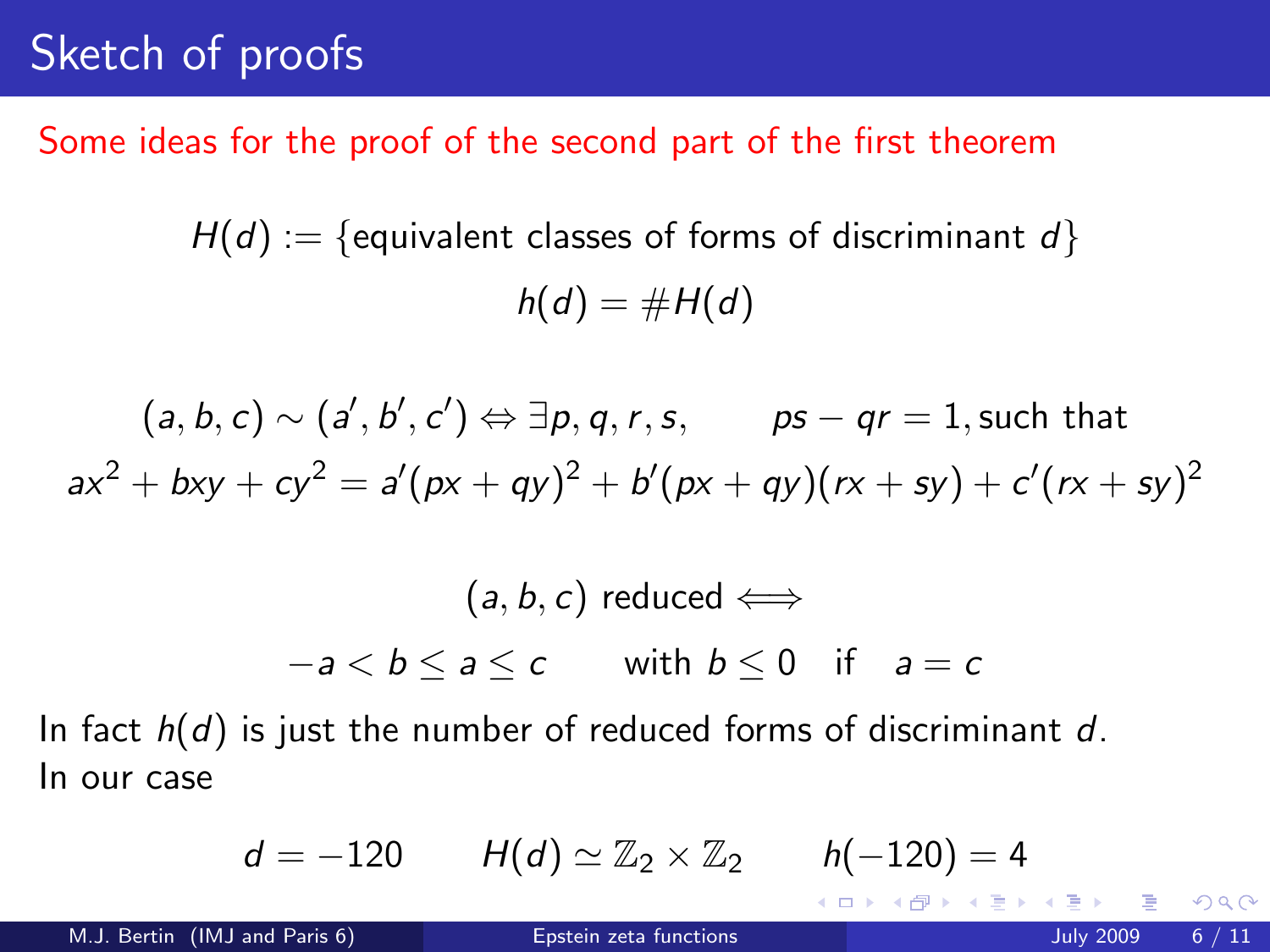# Sketch of proofs

Some ideas for the proof of the second part of the first theorem

$$H(d) := \{\text{equivalent classes of forms of discriminant } d\}$$

$$h(d) = \#H(d)$$

$$(a,b,c) \sim (a',b',c') \Leftrightarrow \exists p,q,r,s, \qquad ps - qr = 1, \text{such that}$$

$$ax^2 + bxy + cy^2 = a'(px+qy)^2 + b'(px+qy)(rx+sy) + c'(rx+sy)^2$$

$$(a,b,c) \text{ reduced} \Longleftrightarrow$$

$$-a < b \leq a \leq c \qquad \text{with } b \leq 0 \quad \text{if} \quad a = c$$

In fact $h(d)$ is just the number of reduced forms of discriminant $d$.
In our case

$$d = -120 \qquad H(d) \simeq \mathbb{Z}_2 \times \mathbb{Z}_2 \qquad h(-120) = 4$$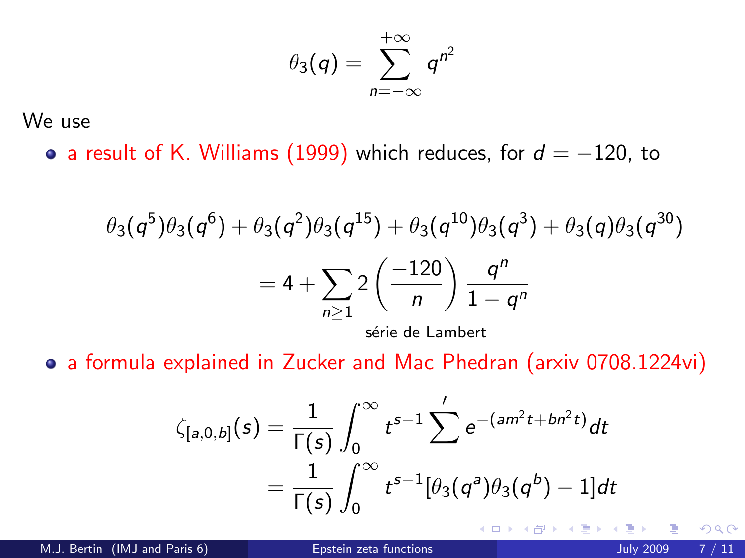$$\theta_3(q) = \sum_{n=-\infty}^{+\infty} q^{n^2}$$

We use

- a result of K. Williams (1999) which reduces, for $d = -120$, to

$$\theta_3(q^5)\theta_3(q^6) + \theta_3(q^2)\theta_3(q^{15}) + \theta_3(q^{10})\theta_3(q^3) + \theta_3(q)\theta_3(q^{30})$$

$$= 4 + \sum_{n \geq 1} 2 \left( \frac{-120}{n} \right) \frac{q^n}{1 - q^n}$$

série de Lambert

- a formula explained in Zucker and Mac Phedran (arxiv 0708.1224vi)

$$\zeta_{[a,0,b]}(s) = \frac{1}{\Gamma(s)} \int_0^\infty t^{s-1} \sum{}' e^{-(am^2 t + bn^2 t)} dt$$

$$= \frac{1}{\Gamma(s)} \int_0^\infty t^{s-1} [\theta_3(q^a)\theta_3(q^b) - 1] dt$$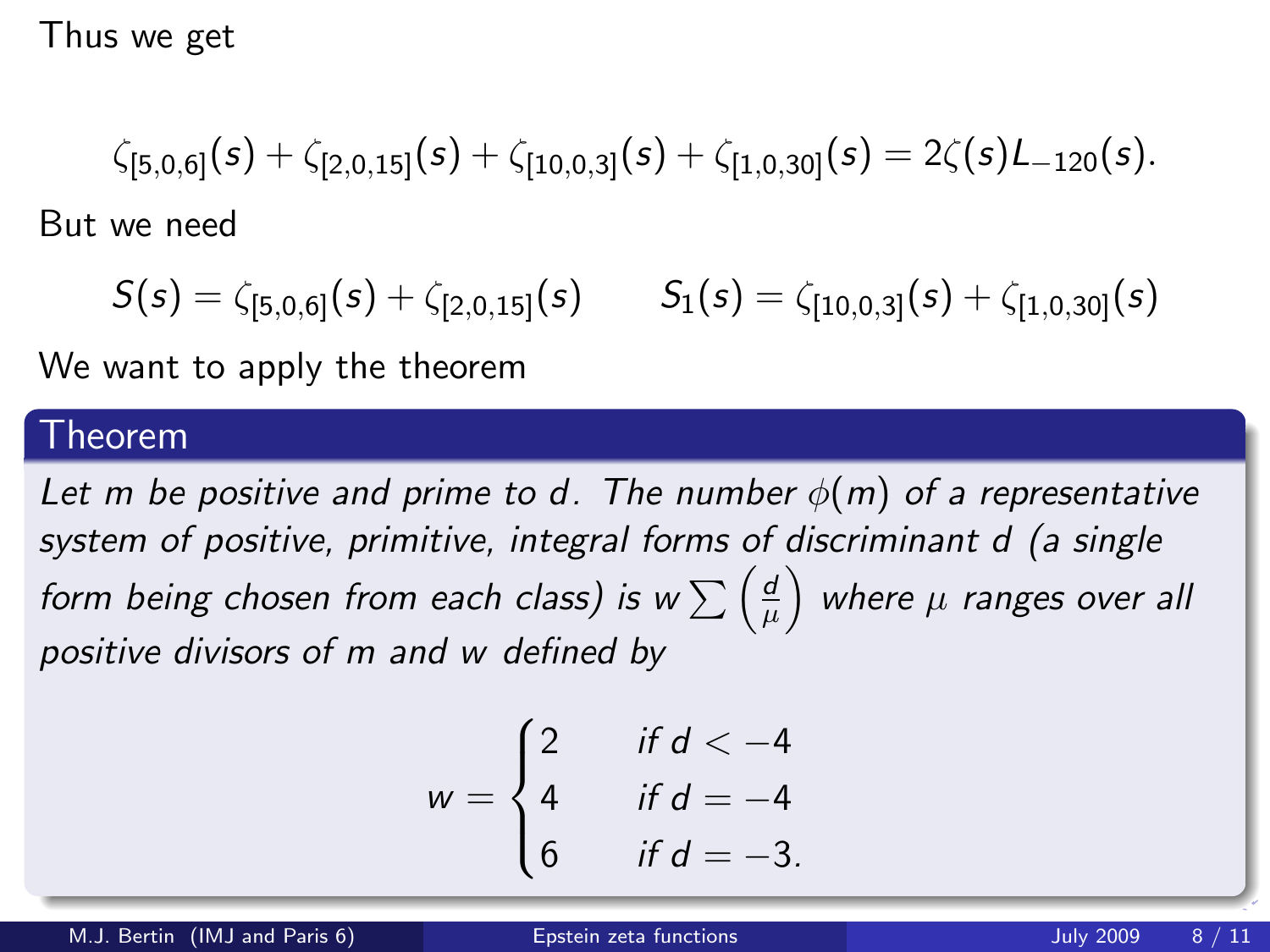Thus we get

$$\zeta_{[5,0,6]}(s) + \zeta_{[2,0,15]}(s) + \zeta_{[10,0,3]}(s) + \zeta_{[1,0,30]}(s) = 2\zeta(s)L_{-120}(s).$$

But we need

$$S(s) = \zeta_{[5,0,6]}(s) + \zeta_{[2,0,15]}(s) \qquad S_1(s) = \zeta_{[10,0,3]}(s) + \zeta_{[1,0,30]}(s)$$

We want to apply the theorem

### Theorem

*Let $m$ be positive and prime to $d$. The number $\phi(m)$ of a representative system of positive, primitive, integral forms of discriminant $d$ (a single form being chosen from each class) is $w \sum \left(\frac{d}{\mu}\right)$ where $\mu$ ranges over all positive divisors of $m$ and $w$ defined by*

$$w = \begin{cases} 2 & \text{if } d < -4 \\ 4 & \text{if } d = -4 \\ 6 & \text{if } d = -3. \end{cases}$$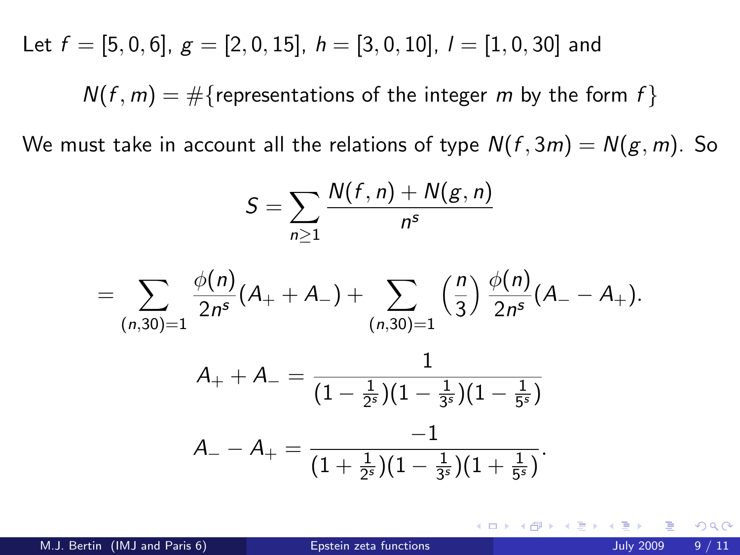Let $f = [5, 0, 6]$, $g = [2, 0, 15]$, $h = [3, 0, 10]$, $l = [1, 0, 30]$ and

$$N(f, m) = \#\{\text{representations of the integer } m \text{ by the form } f\}$$

We must take in account all the relations of type $N(f, 3m) = N(g, m)$. So

$$S = \sum_{n \geq 1} \frac{N(f, n) + N(g, n)}{n^s}$$

$$= \sum_{(n,30)=1} \frac{\phi(n)}{2n^s}(A_+ + A_-) + \sum_{(n,30)=1} \left(\frac{n}{3}\right) \frac{\phi(n)}{2n^s}(A_- - A_+).$$

$$A_+ + A_- = \frac{1}{(1 - \frac{1}{2^s})(1 - \frac{1}{3^s})(1 - \frac{1}{5^s})}$$

$$A_- - A_+ = \frac{-1}{(1 + \frac{1}{2^s})(1 - \frac{1}{3^s})(1 + \frac{1}{5^s})}.$$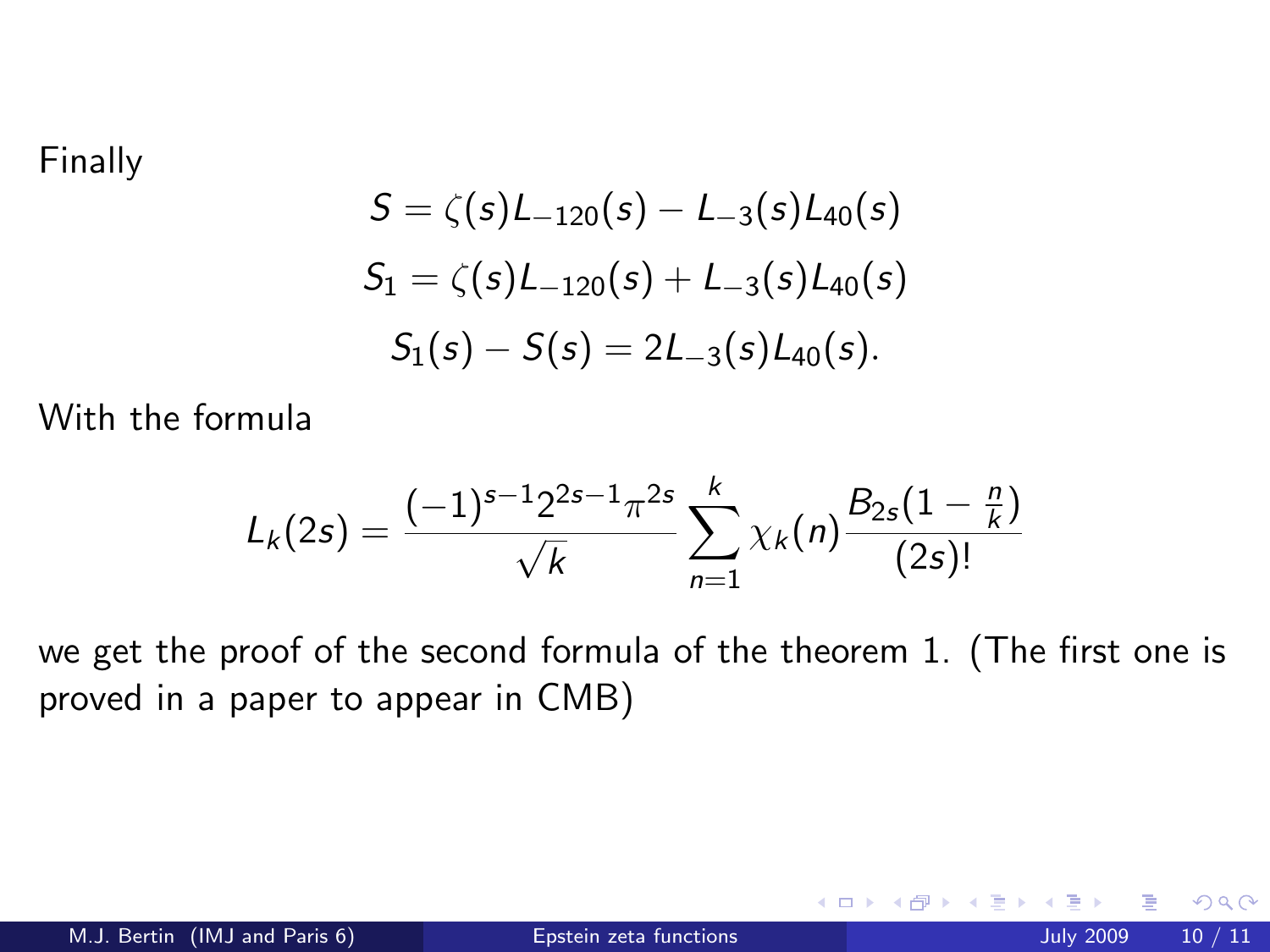Finally

$$S = \zeta(s)L_{-120}(s) - L_{-3}(s)L_{40}(s)$$

$$S_1 = \zeta(s)L_{-120}(s) + L_{-3}(s)L_{40}(s)$$

$$S_1(s) - S(s) = 2L_{-3}(s)L_{40}(s).$$

With the formula

$$L_k(2s) = \frac{(-1)^{s-1}2^{2s-1}\pi^{2s}}{\sqrt{k}} \sum_{n=1}^{k} \chi_k(n) \frac{B_{2s}(1-\frac{n}{k})}{(2s)!}$$

we get the proof of the second formula of the theorem 1. (The first one is proved in a paper to appear in CMB)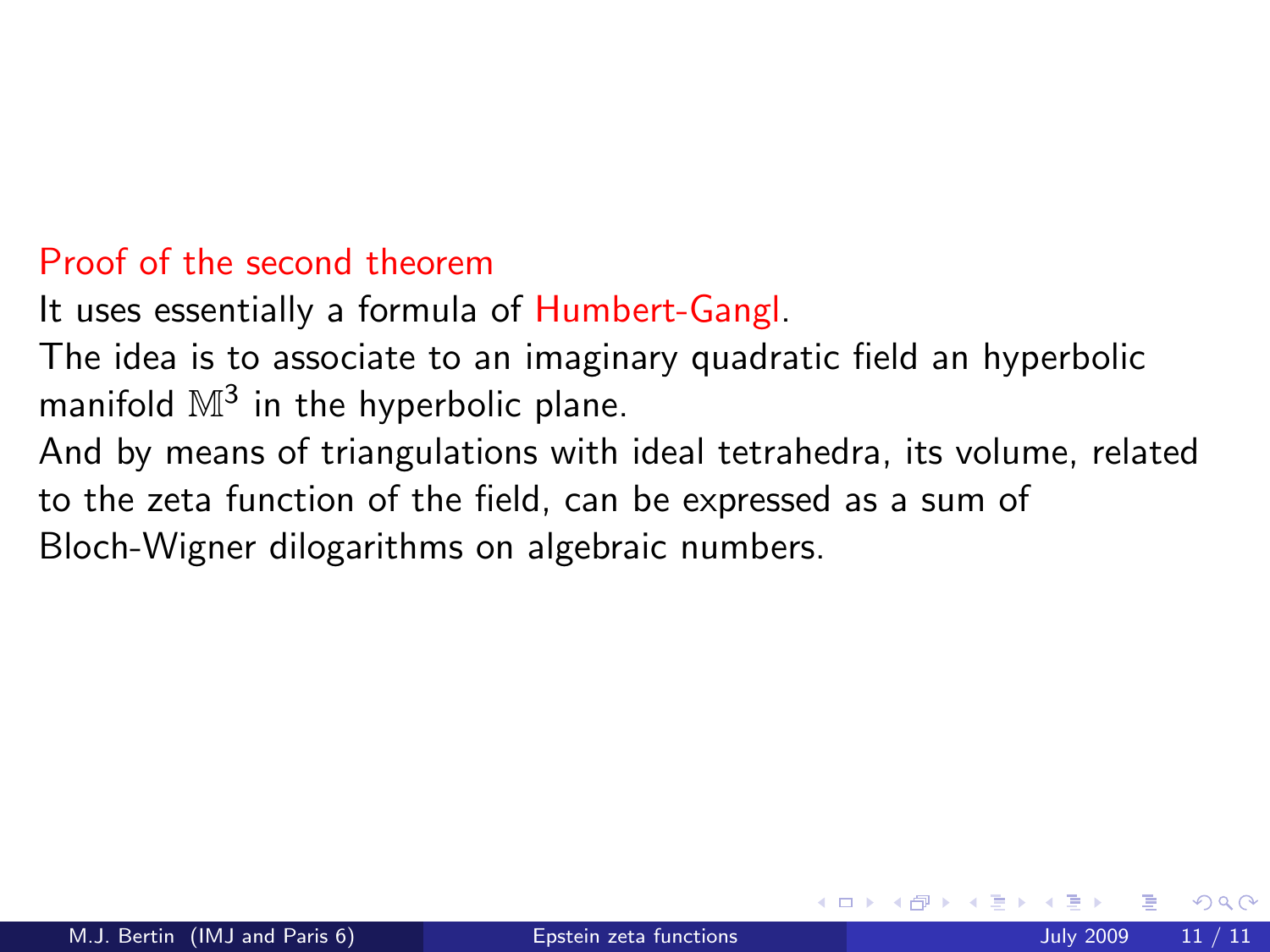## Proof of the second theorem

It uses essentially a formula of Humbert-Gangl.

The idea is to associate to an imaginary quadratic field an hyperbolic manifold $\mathbb{M}^3$ in the hyperbolic plane.

And by means of triangulations with ideal tetrahedra, its volume, related to the zeta function of the field, can be expressed as a sum of Bloch-Wigner dilogarithms on algebraic numbers.